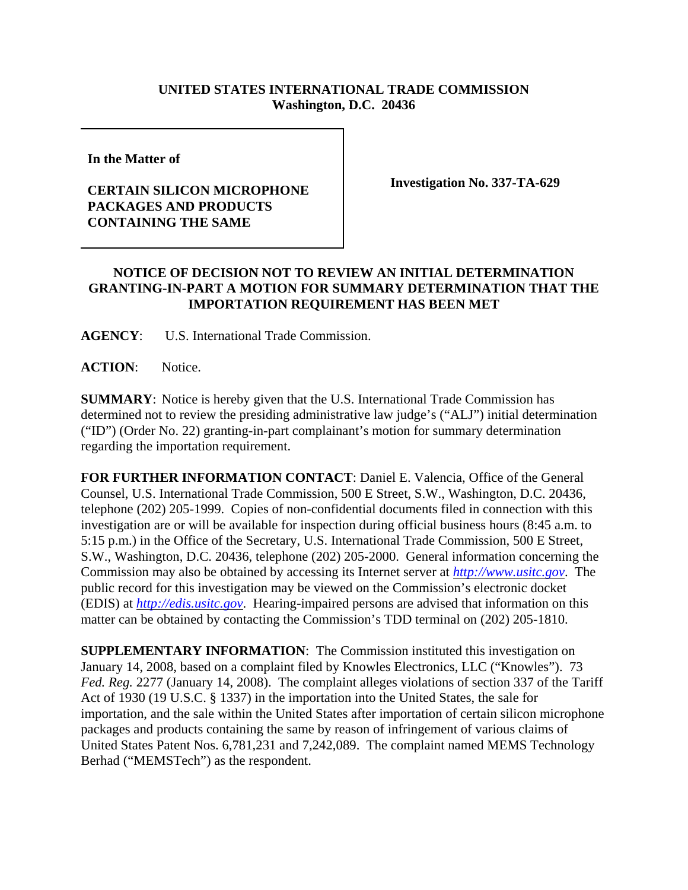**UNITED STATES INTERNATIONAL TRADE COMMISSION**
**Washington, D.C. 20436**

**In the Matter of**

**CERTAIN SILICON MICROPHONE PACKAGES AND PRODUCTS CONTAINING THE SAME**

**Investigation No. 337-TA-629**

**NOTICE OF DECISION NOT TO REVIEW AN INITIAL DETERMINATION GRANTING-IN-PART A MOTION FOR SUMMARY DETERMINATION THAT THE IMPORTATION REQUIREMENT HAS BEEN MET**

**AGENCY**: U.S. International Trade Commission.

**ACTION**: Notice.

**SUMMARY**: Notice is hereby given that the U.S. International Trade Commission has determined not to review the presiding administrative law judge's ("ALJ") initial determination ("ID") (Order No. 22) granting-in-part complainant's motion for summary determination regarding the importation requirement.

**FOR FURTHER INFORMATION CONTACT**: Daniel E. Valencia, Office of the General Counsel, U.S. International Trade Commission, 500 E Street, S.W., Washington, D.C. 20436, telephone (202) 205-1999. Copies of non-confidential documents filed in connection with this investigation are or will be available for inspection during official business hours (8:45 a.m. to 5:15 p.m.) in the Office of the Secretary, U.S. International Trade Commission, 500 E Street, S.W., Washington, D.C. 20436, telephone (202) 205-2000. General information concerning the Commission may also be obtained by accessing its Internet server at *http://www.usitc.gov*. The public record for this investigation may be viewed on the Commission's electronic docket (EDIS) at *http://edis.usitc.gov*. Hearing-impaired persons are advised that information on this matter can be obtained by contacting the Commission's TDD terminal on (202) 205-1810.

**SUPPLEMENTARY INFORMATION**: The Commission instituted this investigation on January 14, 2008, based on a complaint filed by Knowles Electronics, LLC ("Knowles"). 73 *Fed. Reg.* 2277 (January 14, 2008). The complaint alleges violations of section 337 of the Tariff Act of 1930 (19 U.S.C. § 1337) in the importation into the United States, the sale for importation, and the sale within the United States after importation of certain silicon microphone packages and products containing the same by reason of infringement of various claims of United States Patent Nos. 6,781,231 and 7,242,089. The complaint named MEMS Technology Berhad ("MEMSTech") as the respondent.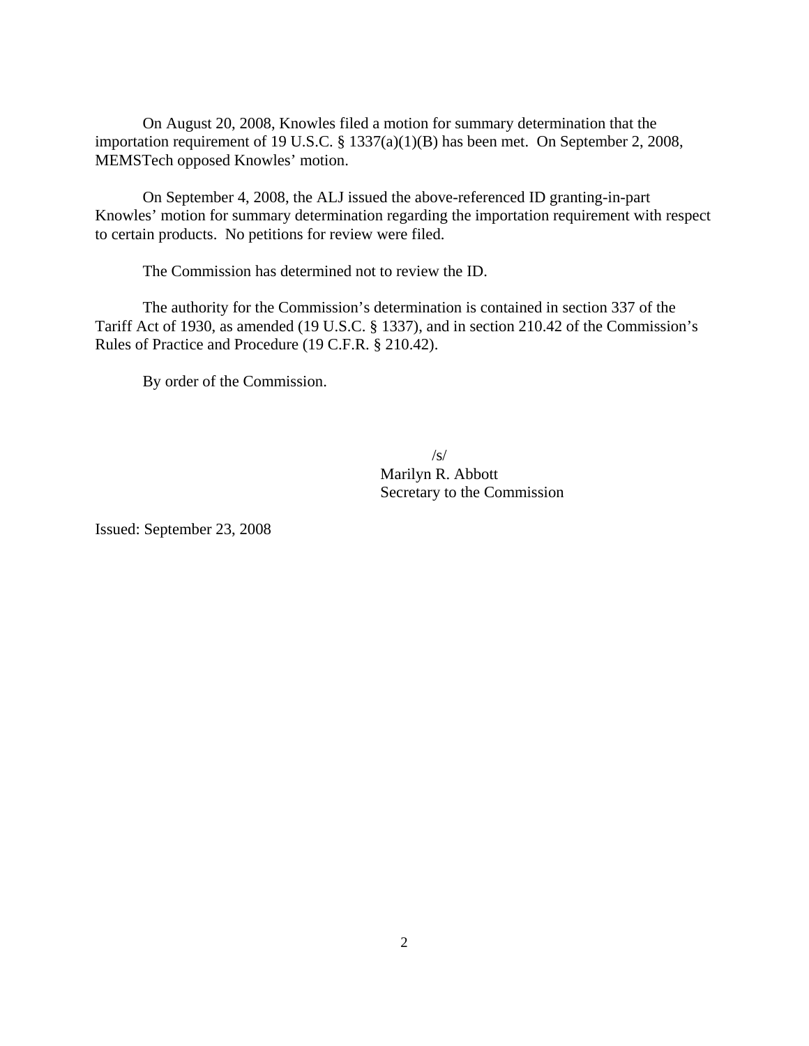On August 20, 2008, Knowles filed a motion for summary determination that the importation requirement of 19 U.S.C. § 1337(a)(1)(B) has been met. On September 2, 2008, MEMSTech opposed Knowles' motion.

On September 4, 2008, the ALJ issued the above-referenced ID granting-in-part Knowles' motion for summary determination regarding the importation requirement with respect to certain products. No petitions for review were filed.

The Commission has determined not to review the ID.

The authority for the Commission's determination is contained in section 337 of the Tariff Act of 1930, as amended (19 U.S.C. § 1337), and in section 210.42 of the Commission's Rules of Practice and Procedure (19 C.F.R. § 210.42).

By order of the Commission.

/s/
Marilyn R. Abbott
Secretary to the Commission

Issued: September 23, 2008